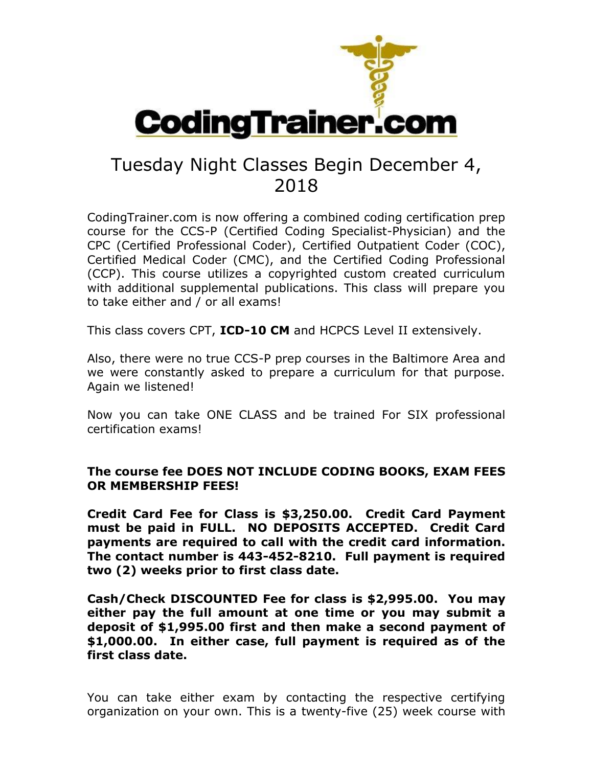# CodingTrainer.com

## Tuesday Night Classes Begin December 4, 2018

CodingTrainer.com is now offering a combined coding certification prep course for the CCS-P (Certified Coding Specialist-Physician) and the CPC (Certified Professional Coder), Certified Outpatient Coder (COC), Certified Medical Coder (CMC), and the Certified Coding Professional (CCP). This course utilizes a copyrighted custom created curriculum with additional supplemental publications. This class will prepare you to take either and / or all exams!

This class covers CPT, **ICD-10 CM** and HCPCS Level II extensively.

Also, there were no true CCS-P prep courses in the Baltimore Area and we were constantly asked to prepare a curriculum for that purpose. Again we listened!

Now you can take ONE CLASS and be trained For SIX professional certification exams!

**The course fee DOES NOT INCLUDE CODING BOOKS, EXAM FEES OR MEMBERSHIP FEES!**

**Credit Card Fee for Class is $3,250.00. Credit Card Payment must be paid in FULL. NO DEPOSITS ACCEPTED. Credit Card payments are required to call with the credit card information. The contact number is 443-452-8210. Full payment is required two (2) weeks prior to first class date.**

**Cash/Check DISCOUNTED Fee for class is $2,995.00. You may either pay the full amount at one time or you may submit a deposit of $1,995.00 first and then make a second payment of $1,000.00. In either case, full payment is required as of the first class date.**

You can take either exam by contacting the respective certifying organization on your own. This is a twenty-five (25) week course with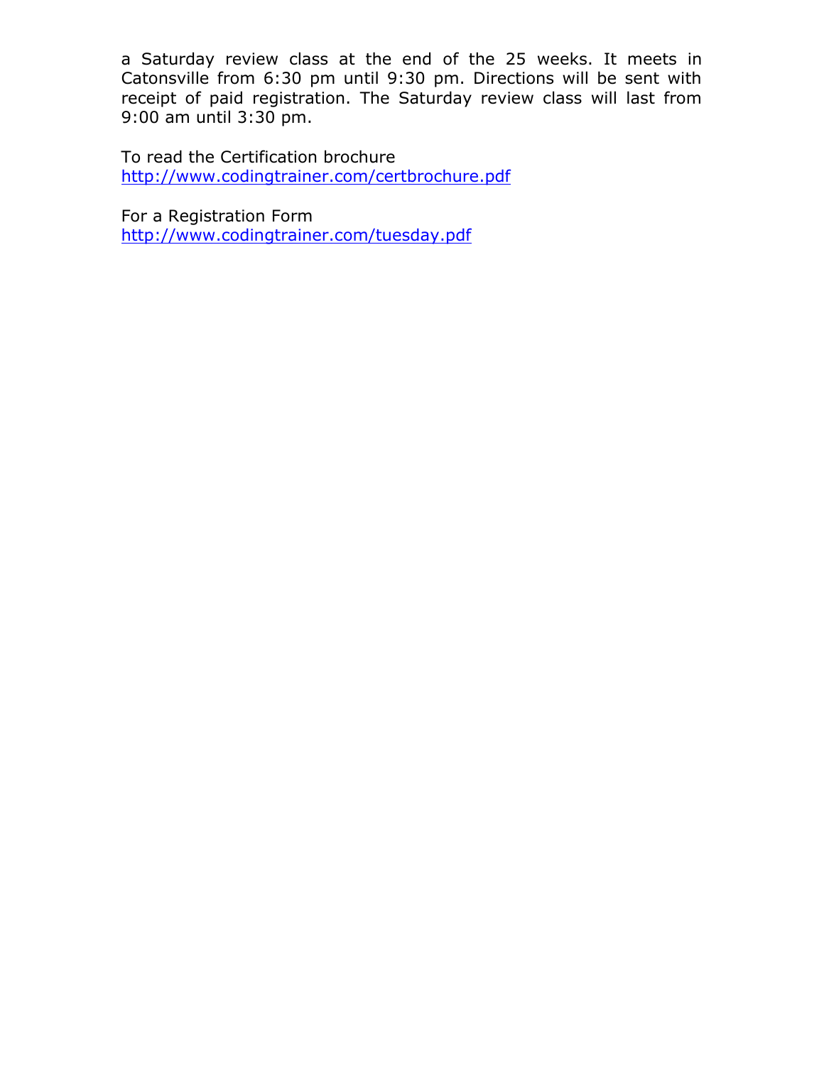a Saturday review class at the end of the 25 weeks. It meets in Catonsville from 6:30 pm until 9:30 pm. Directions will be sent with receipt of paid registration. The Saturday review class will last from 9:00 am until 3:30 pm.

To read the Certification brochure
http://www.codingtrainer.com/certbrochure.pdf

For a Registration Form
http://www.codingtrainer.com/tuesday.pdf